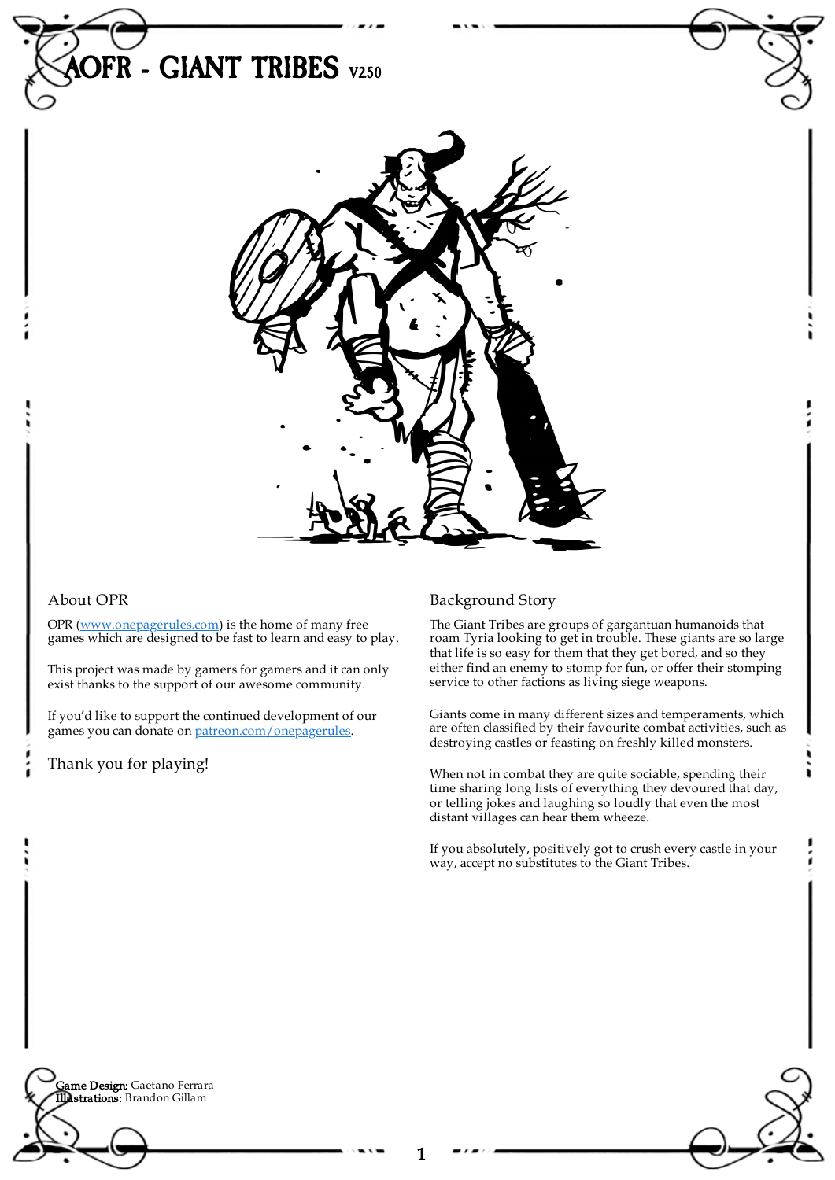# AOFR - GIANT TRIBES V2.50

## About OPR

OPR (www.onepagerules.com) is the home of many free games which are designed to be fast to learn and easy to play.

This project was made by gamers for gamers and it can only exist thanks to the support of our awesome community.

If you'd like to support the continued development of our games you can donate on patreon.com/onepagerules.

Thank you for playing!

## Background Story

The Giant Tribes are groups of gargantuan humanoids that roam Tyria looking to get in trouble. These giants are so large that life is so easy for them that they get bored, and so they either find an enemy to stomp for fun, or offer their stomping service to other factions as living siege weapons.

Giants come in many different sizes and temperaments, which are often classified by their favourite combat activities, such as destroying castles or feasting on freshly killed monsters.

When not in combat they are quite sociable, spending their time sharing long lists of everything they devoured that day, or telling jokes and laughing so loudly that even the most distant villages can hear them wheeze.

If you absolutely, positively got to crush every castle in your way, accept no substitutes to the Giant Tribes.

**Game Design:** Gaetano Ferrara
**Illustrations:** Brandon Gillam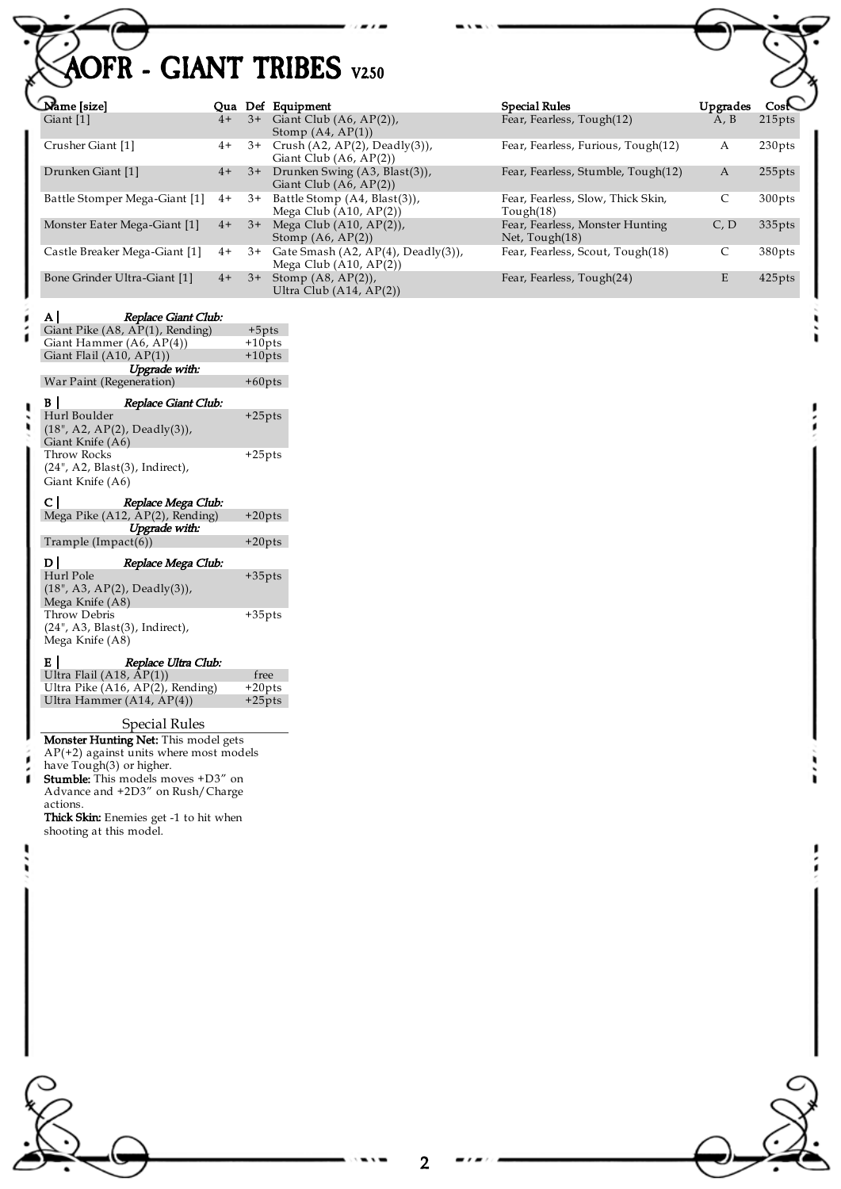# AOFR - GIANT TRIBES V250

| Name [size] | Qua | Def | Equipment | Special Rules | Upgrades | Cost |
|---|---|---|---|---|---|---|
| Giant [1] | 4+ | 3+ | Giant Club (A6, AP(2)), Stomp (A4, AP(1)) | Fear, Fearless, Tough(12) | A, B | 215pts |
| Crusher Giant [1] | 4+ | 3+ | Crush (A2, AP(2), Deadly(3)), Giant Club (A6, AP(2)) | Fear, Fearless, Furious, Tough(12) | A | 230pts |
| Drunken Giant [1] | 4+ | 3+ | Drunken Swing (A3, Blast(3)), Giant Club (A6, AP(2)) | Fear, Fearless, Stumble, Tough(12) | A | 255pts |
| Battle Stomper Mega-Giant [1] | 4+ | 3+ | Battle Stomp (A4, Blast(3)), Mega Club (A10, AP(2)) | Fear, Fearless, Slow, Thick Skin, Tough(18) | C | 300pts |
| Monster Eater Mega-Giant [1] | 4+ | 3+ | Mega Club (A10, AP(2)), Stomp (A6, AP(2)) | Fear, Fearless, Monster Hunting Net, Tough(18) | C, D | 335pts |
| Castle Breaker Mega-Giant [1] | 4+ | 3+ | Gate Smash (A2, AP(4), Deadly(3)), Mega Club (A10, AP(2)) | Fear, Fearless, Scout, Tough(18) | C | 380pts |
| Bone Grinder Ultra-Giant [1] | 4+ | 3+ | Stomp (A8, AP(2)), Ultra Club (A14, AP(2)) | Fear, Fearless, Tough(24) | E | 425pts |

| A | *Replace Giant Club:* | |
|---|---|
| Giant Pike (A8, AP(1), Rending) | +5pts |
| Giant Hammer (A6, AP(4)) | +10pts |
| Giant Flail (A10, AP(1)) | +10pts |
| *Upgrade with:* | |
| War Paint (Regeneration) | +60pts |

| B | *Replace Giant Club:* | |
|---|---|
| Hurl Boulder (18", A2, AP(2), Deadly(3)), Giant Knife (A6) | +25pts |
| Throw Rocks (24", A2, Blast(3), Indirect), Giant Knife (A6) | +25pts |

| C | *Replace Mega Club:* | |
|---|---|
| Mega Pike (A12, AP(2), Rending) | +20pts |
| *Upgrade with:* | |
| Trample (Impact(6)) | +20pts |

| D | *Replace Mega Club:* | |
|---|---|
| Hurl Pole (18", A3, AP(2), Deadly(3)), Mega Knife (A8) | +35pts |
| Throw Debris (24", A3, Blast(3), Indirect), Mega Knife (A8) | +35pts |

| E | *Replace Ultra Club:* | |
|---|---|
| Ultra Flail (A18, AP(1)) | free |
| Ultra Pike (A16, AP(2), Rending) | +20pts |
| Ultra Hammer (A14, AP(4)) | +25pts |

## Special Rules

**Monster Hunting Net:** This model gets AP(+2) against units where most models have Tough(3) or higher.

**Stumble:** This models moves +D3" on Advance and +2D3" on Rush/Charge actions.

**Thick Skin:** Enemies get -1 to hit when shooting at this model.